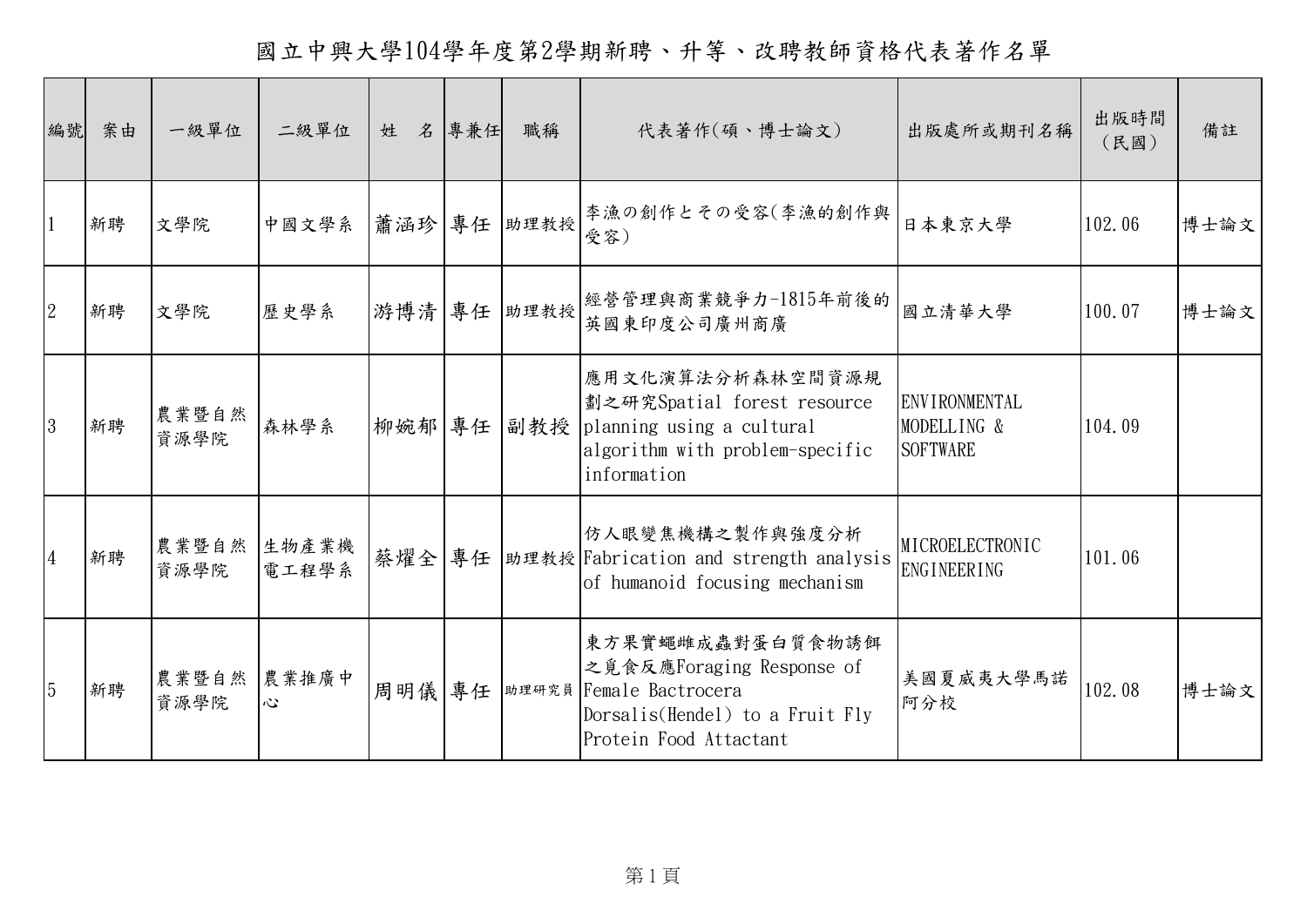# 國立中興大學104學年度第2學期新聘、升等、改聘教師資格代表著作名單

| 編號 | 案由 | 一級單位 | 二級單位 | 姓　名 | 專兼任 | 職稱 | 代表著作(碩、博士論文) | 出版處所或期刊名稱 | 出版時間（民國） | 備註 |
|---|---|---|---|---|---|---|---|---|---|---|
| 1 | 新聘 | 文學院 | 中國文學系 | 蕭涵珍 | 專任 | 助理教授 | 李漁の創作とその受容(李漁的創作與受容) | 日本東京大學 | 102.06 | 博士論文 |
| 2 | 新聘 | 文學院 | 歷史學系 | 游博清 | 專任 | 助理教授 | 經營管理與商業競爭力-1815年前後的英國東印度公司廣州商廣 | 國立清華大學 | 100.07 | 博士論文 |
| 3 | 新聘 | 農業暨自然資源學院 | 森林學系 | 柳婉郁 | 專任 | 副教授 | 應用文化演算法分析森林空間資源規劃之研究Spatial forest resource planning using a cultural algorithm with problem-specific information | ENVIRONMENTAL MODELLING & SOFTWARE | 104.09 | |
| 4 | 新聘 | 農業暨自然資源學院 | 生物產業機電工程學系 | 蔡燿全 | 專任 | 助理教授 | 仿人眼變焦機構之製作與強度分析 Fabrication and strength analysis of humanoid focusing mechanism | MICROELECTRONIC ENGINEERING | 101.06 | |
| 5 | 新聘 | 農業暨自然資源學院 | 農業推廣中心 | 周明儀 | 專任 | 助理研究員 | 東方果實蠅雌成蟲對蛋白質食物誘餌之覓食反應Foraging Response of Female Bactrocera Dorsalis(Hendel) to a Fruit Fly Protein Food Attactant | 美國夏威夷大學馬諾阿分校 | 102.08 | 博士論文 |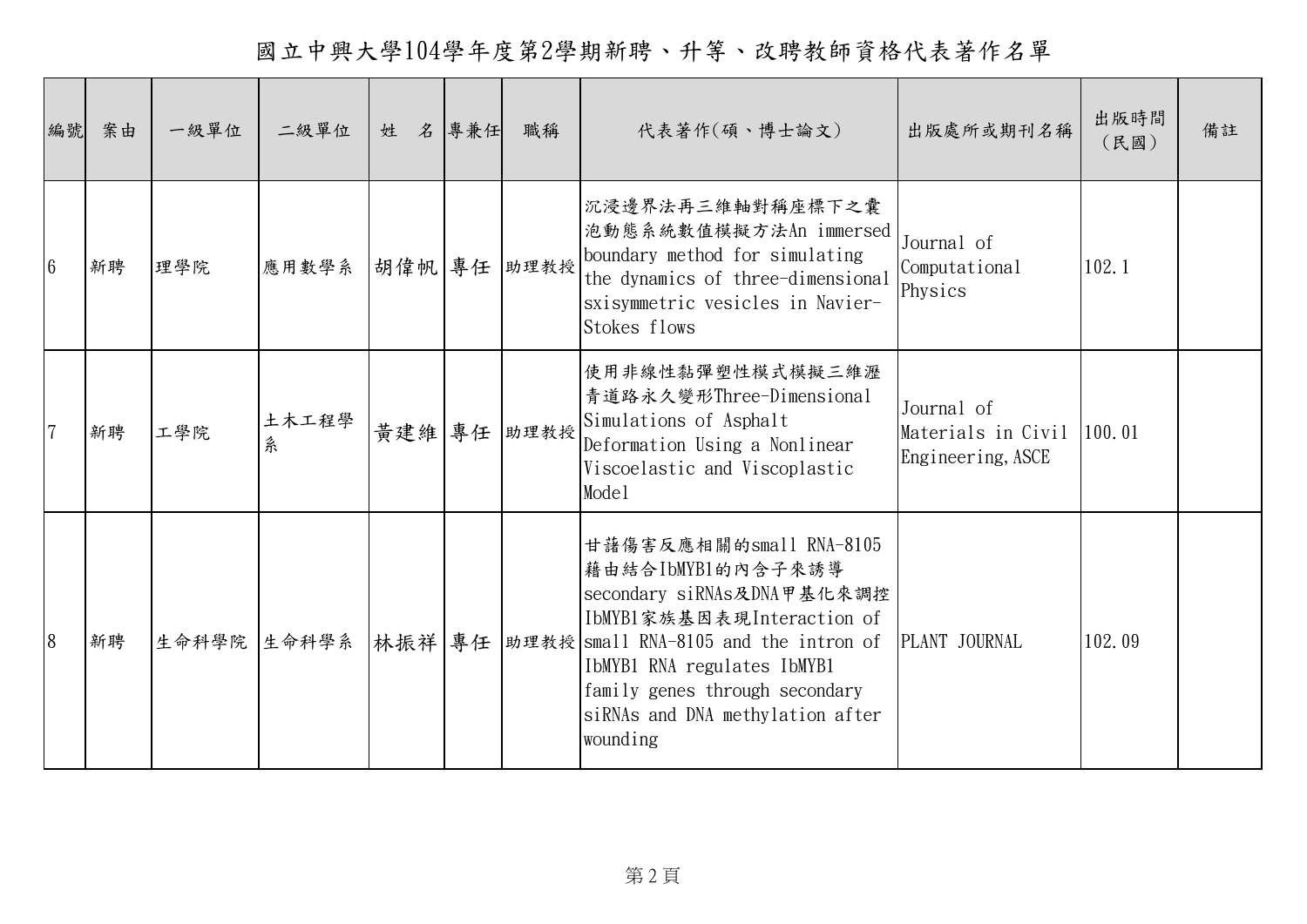# 國立中興大學104學年度第2學期新聘、升等、改聘教師資格代表著作名單

| 編號 | 案由 | 一級單位 | 二級單位 | 姓　名 | 專兼任 | 職稱 | 代表著作(碩、博士論文) | 出版處所或期刊名稱 | 出版時間（民國） | 備註 |
|---|---|---|---|---|---|---|---|---|---|---|
| 6 | 新聘 | 理學院 | 應用數學系 | 胡偉帆 | 專任 | 助理教授 | 沉浸邊界法再三維軸對稱座標下之囊泡動態系統數值模擬方法An immersed boundary method for simulating the dynamics of three-dimensional sxisymmetric vesicles in Navier-Stokes flows | Journal of Computational Physics | 102.1 | |
| 7 | 新聘 | 工學院 | 土木工程學系 | 黃建維 | 專任 | 助理教授 | 使用非線性黏彈塑性模式模擬三維瀝青道路永久變形Three-Dimensional Simulations of Asphalt Deformation Using a Nonlinear Viscoelastic and Viscoplastic Model | Journal of Materials in Civil Engineering, ASCE | 100.01 | |
| 8 | 新聘 | 生命科學院 | 生命科學系 | 林振祥 | 專任 | 助理教授 | 甘藷傷害反應相關的small RNA-8105藉由結合IbMYB1的內含子來誘導secondary siRNAs及DNA甲基化來調控IbMYB1家族基因表現Interaction of small RNA-8105 and the intron of IbMYB1 RNA regulates IbMYB1 family genes through secondary siRNAs and DNA methylation after wounding | PLANT JOURNAL | 102.09 | |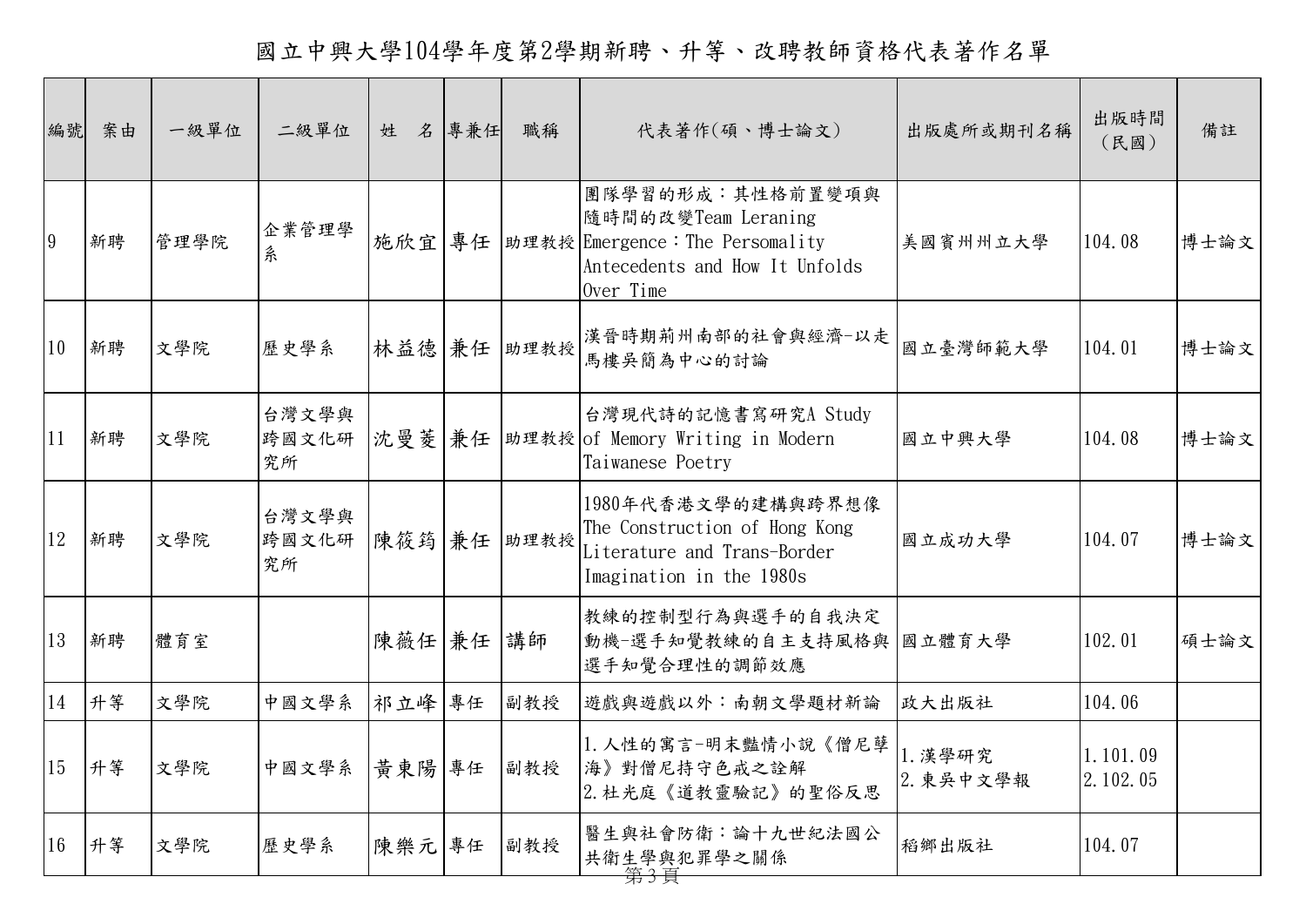# 國立中興大學104學年度第2學期新聘、升等、改聘教師資格代表著作名單

| 編號 | 案由 | 一級單位 | 二級單位 | 姓　名 | 專兼任 | 職稱 | 代表著作(碩、博士論文) | 出版處所或期刊名稱 | 出版時間（民國） | 備註 |
|---|---|---|---|---|---|---|---|---|---|---|
| 9 | 新聘 | 管理學院 | 企業管理學系 | 施欣宜 | 專任 | 助理教授 | 團隊學習的形成：其性格前置變項與隨時間的改變Team Leraning Emergence：The Persomality Antecedents and How It Unfolds Over Time | 美國賓州州立大學 | 104.08 | 博士論文 |
| 10 | 新聘 | 文學院 | 歷史學系 | 林益德 | 兼任 | 助理教授 | 漢晉時期荊州南部的社會與經濟-以走馬樓吳簡為中心的討論 | 國立臺灣師範大學 | 104.01 | 博士論文 |
| 11 | 新聘 | 文學院 | 台灣文學與跨國文化研究所 | 沈曼菱 | 兼任 | 助理教授 | 台灣現代詩的記憶書寫研究A Study of Memory Writing in Modern Taiwanese Poetry | 國立中興大學 | 104.08 | 博士論文 |
| 12 | 新聘 | 文學院 | 台灣文學與跨國文化研究所 | 陳筱筠 | 兼任 | 助理教授 | 1980年代香港文學的建構與跨界想像The Construction of Hong Kong Literature and Trans-Border Imagination in the 1980s | 國立成功大學 | 104.07 | 博士論文 |
| 13 | 新聘 | 體育室 | | 陳薇任 | 兼任 | 講師 | 教練的控制型行為與選手的自我決定動機-選手知覺教練的自主支持風格與選手知覺合理性的調節效應 | 國立體育大學 | 102.01 | 碩士論文 |
| 14 | 升等 | 文學院 | 中國文學系 | 祁立峰 | 專任 | 副教授 | 遊戲與遊戲以外：南朝文學題材新論 | 政大出版社 | 104.06 | |
| 15 | 升等 | 文學院 | 中國文學系 | 黃東陽 | 專任 | 副教授 | 1.人性的寓言-明末豔情小說《僧尼孽海》對僧尼持守色戒之詮解<br>2.杜光庭《道教靈驗記》的聖俗反思 | 1.漢學研究<br>2.東吳中文學報 | 1.101.09<br>2.102.05 | |
| 16 | 升等 | 文學院 | 歷史學系 | 陳樂元 | 專任 | 副教授 | 醫生與社會防衛：論十九世紀法國公共衛生學與犯罪學之關係 | 稻鄉出版社 | 104.07 | |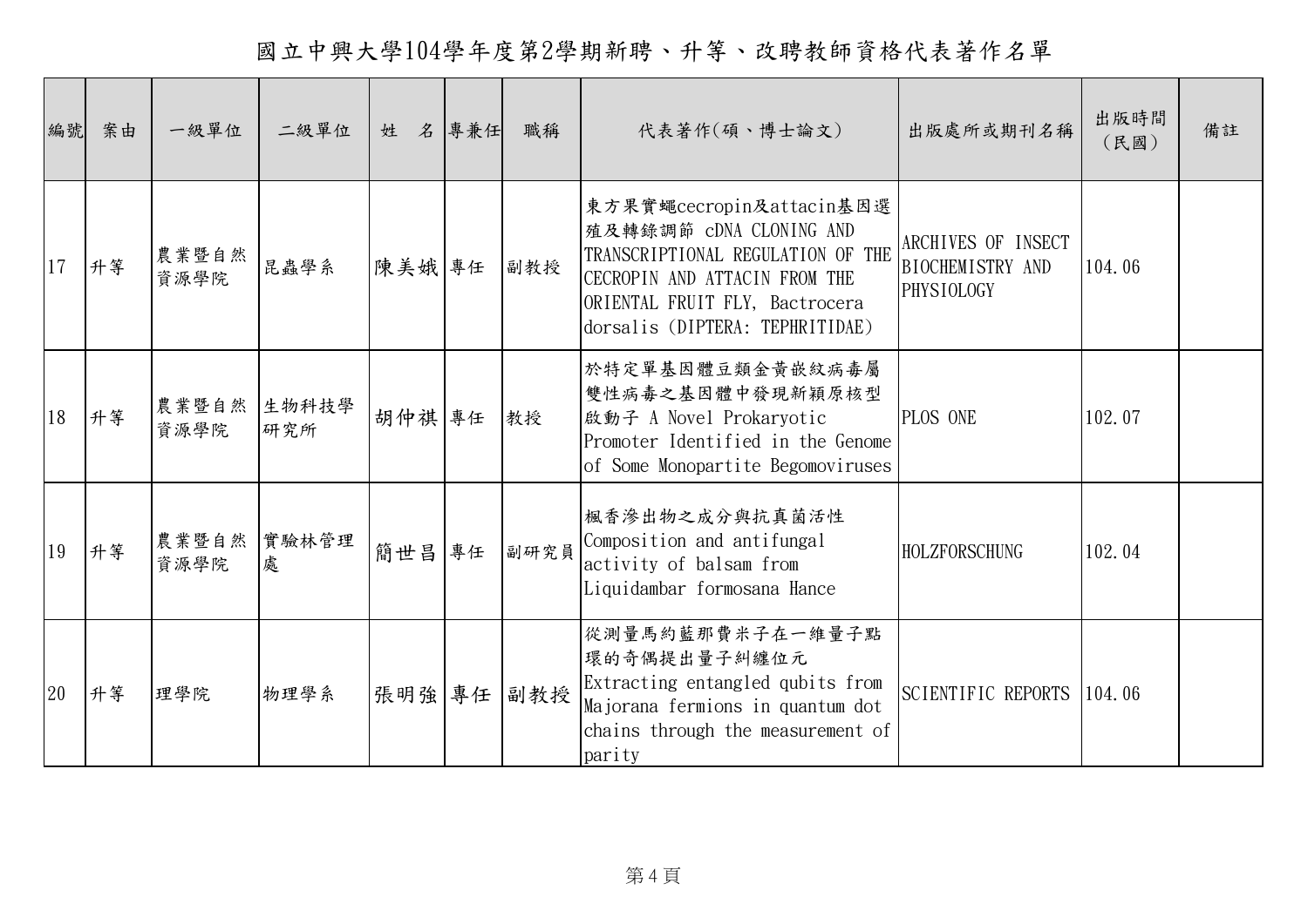# 國立中興大學104學年度第2學期新聘、升等、改聘教師資格代表著作名單

| 編號 | 案由 | 一級單位 | 二級單位 | 姓　名 | 專兼任 | 職稱 | 代表著作(碩、博士論文) | 出版處所或期刊名稱 | 出版時間(民國) | 備註 |
|---|---|---|---|---|---|---|---|---|---|---|
| 17 | 升等 | 農業暨自然資源學院 | 昆蟲學系 | 陳美娥 | 專任 | 副教授 | 東方果實蠅cecropin及attacin基因選殖及轉錄調節 cDNA CLONING AND TRANSCRIPTIONAL REGULATION OF THE CECROPIN AND ATTACIN FROM THE ORIENTAL FRUIT FLY, Bactrocera dorsalis (DIPTERA: TEPHRITIDAE) | ARCHIVES OF INSECT BIOCHEMISTRY AND PHYSIOLOGY | 104.06 | |
| 18 | 升等 | 農業暨自然資源學院 | 生物科技學研究所 | 胡仲祺 | 專任 | 教授 | 於特定單基因體豆類金黃嵌紋病毒屬雙性病毒之基因體中發現新穎原核型啟動子 A Novel Prokaryotic Promoter Identified in the Genome of Some Monopartite Begomoviruses | PLOS ONE | 102.07 | |
| 19 | 升等 | 農業暨自然資源學院 | 實驗林管理處 | 簡世昌 | 專任 | 副研究員 | 楓香滲出物之成分與抗真菌活性 Composition and antifungal activity of balsam from Liquidambar formosana Hance | HOLZFORSCHUNG | 102.04 | |
| 20 | 升等 | 理學院 | 物理學系 | 張明強 | 專任 | 副教授 | 從測量馬約藍那費米子在一維量子點環的奇偶提出量子糾纏位元 Extracting entangled qubits from Majorana fermions in quantum dot chains through the measurement of parity | SCIENTIFIC REPORTS | 104.06 | |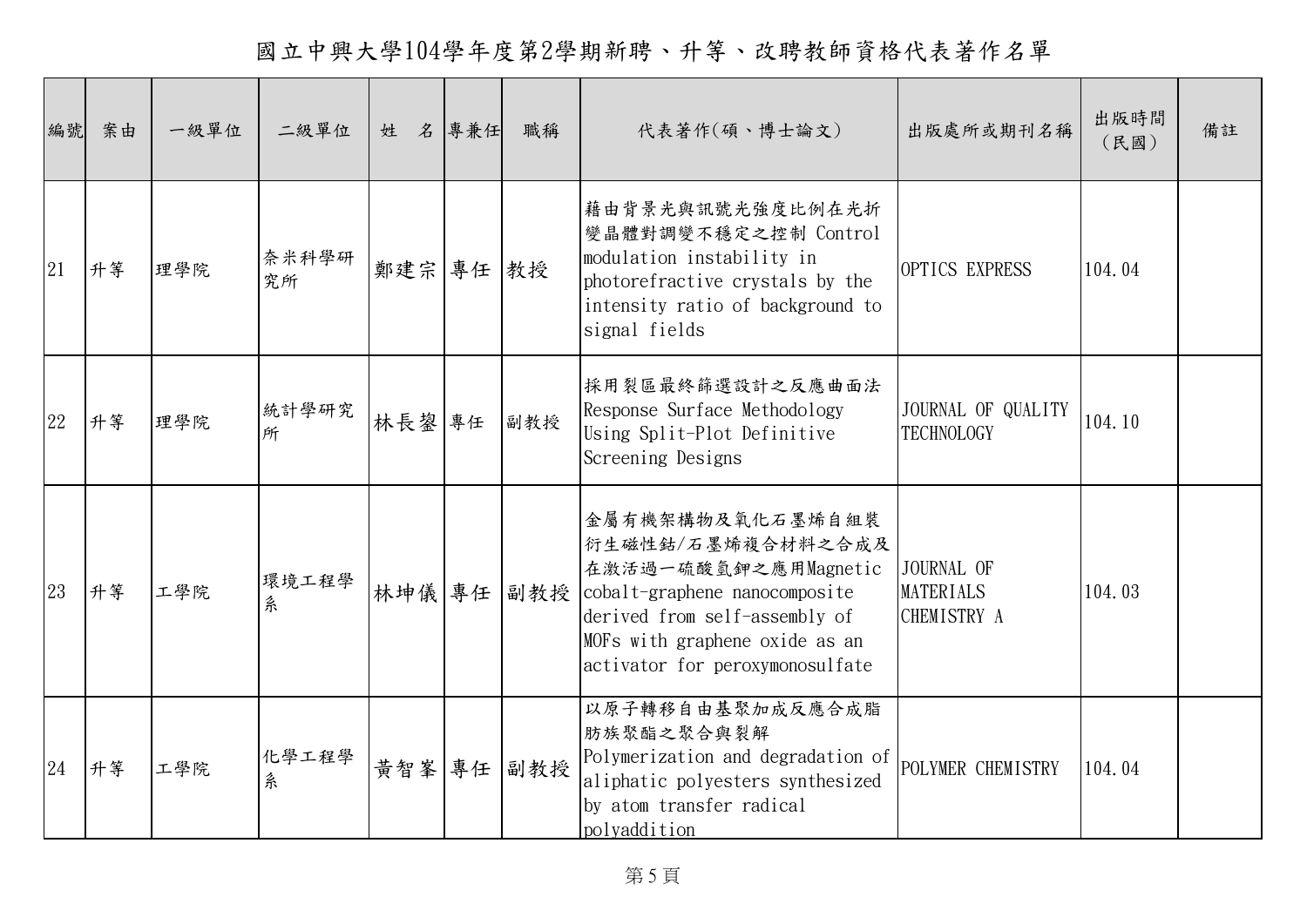# 國立中興大學104學年度第2學期新聘、升等、改聘教師資格代表著作名單

| 編號 | 案由 | 一級單位 | 二級單位 | 姓　名 | 專兼任 | 職稱 | 代表著作(碩、博士論文) | 出版處所或期刊名稱 | 出版時間（民國） | 備註 |
|---|---|---|---|---|---|---|---|---|---|---|
| 21 | 升等 | 理學院 | 奈米科學研究所 | 鄭建宗 | 專任 | 教授 | 藉由背景光與訊號光強度比例在光折變晶體對調變不穩定之控制 Control modulation instability in photorefractive crystals by the intensity ratio of background to signal fields | OPTICS EXPRESS | 104.04 | |
| 22 | 升等 | 理學院 | 統計學研究所 | 林長鋆 | 專任 | 副教授 | 採用裂區最終篩選設計之反應曲面法 Response Surface Methodology Using Split-Plot Definitive Screening Designs | JOURNAL OF QUALITY TECHNOLOGY | 104.10 | |
| 23 | 升等 | 工學院 | 環境工程學系 | 林坤儀 | 專任 | 副教授 | 金屬有機架構物及氧化石墨烯自組裝衍生磁性鈷/石墨烯複合材料之合成及在激活過一硫酸氫鉀之應用Magnetic cobalt-graphene nanocomposite derived from self-assembly of MOFs with graphene oxide as an activator for peroxymonosulfate | JOURNAL OF MATERIALS CHEMISTRY A | 104.03 | |
| 24 | 升等 | 工學院 | 化學工程學系 | 黃智峯 | 專任 | 副教授 | 以原子轉移自由基聚加成反應合成脂肪族聚酯之聚合與裂解 Polymerization and degradation of aliphatic polyesters synthesized by atom transfer radical polyaddition | POLYMER CHEMISTRY | 104.04 | |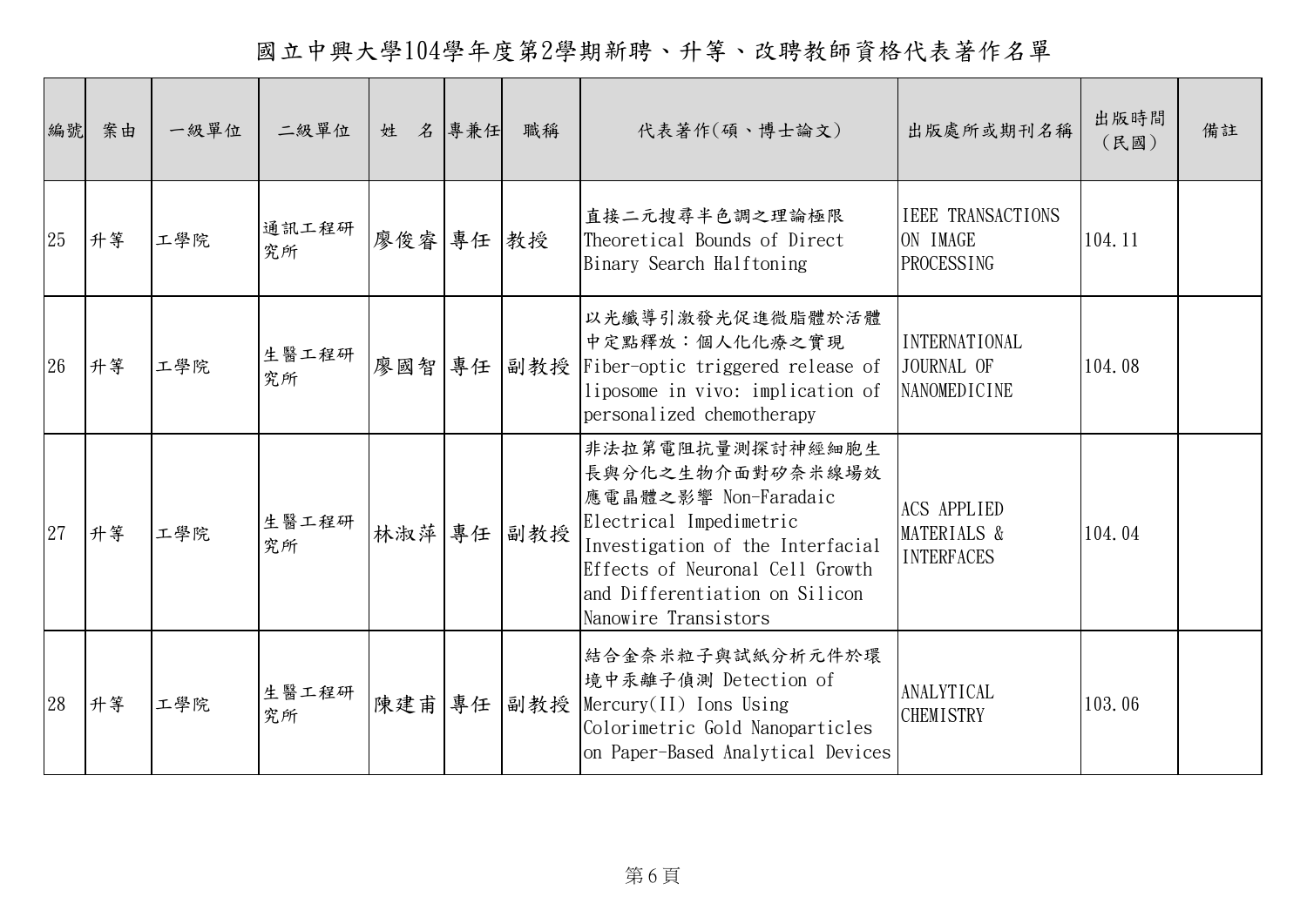# 國立中興大學104學年度第2學期新聘、升等、改聘教師資格代表著作名單

| 編號 | 案由 | 一級單位 | 二級單位 | 姓　名 | 專兼任 | 職稱 | 代表著作(碩、博士論文) | 出版處所或期刊名稱 | 出版時間(民國) | 備註 |
|---|---|---|---|---|---|---|---|---|---|---|
| 25 | 升等 | 工學院 | 通訊工程研究所 | 廖俊睿 | 專任 | 教授 | 直接二元搜尋半色調之理論極限 Theoretical Bounds of Direct Binary Search Halftoning | IEEE TRANSACTIONS ON IMAGE PROCESSING | 104.11 | |
| 26 | 升等 | 工學院 | 生醫工程研究所 | 廖國智 | 專任 | 副教授 | 以光纖導引激發光促進微脂體於活體中定點釋放：個人化化療之實現 Fiber-optic triggered release of liposome in vivo: implication of personalized chemotherapy | INTERNATIONAL JOURNAL OF NANOMEDICINE | 104.08 | |
| 27 | 升等 | 工學院 | 生醫工程研究所 | 林淑萍 | 專任 | 副教授 | 非法拉第電阻抗量測探討神經細胞生長與分化之生物介面對矽奈米線場效應電晶體之影響 Non-Faradaic Electrical Impedimetric Investigation of the Interfacial Effects of Neuronal Cell Growth and Differentiation on Silicon Nanowire Transistors | ACS APPLIED MATERIALS & INTERFACES | 104.04 | |
| 28 | 升等 | 工學院 | 生醫工程研究所 | 陳建甫 | 專任 | 副教授 | 結合金奈米粒子與試紙分析元件於環境中汞離子偵測 Detection of Mercury(II) Ions Using Colorimetric Gold Nanoparticles on Paper-Based Analytical Devices | ANALYTICAL CHEMISTRY | 103.06 | |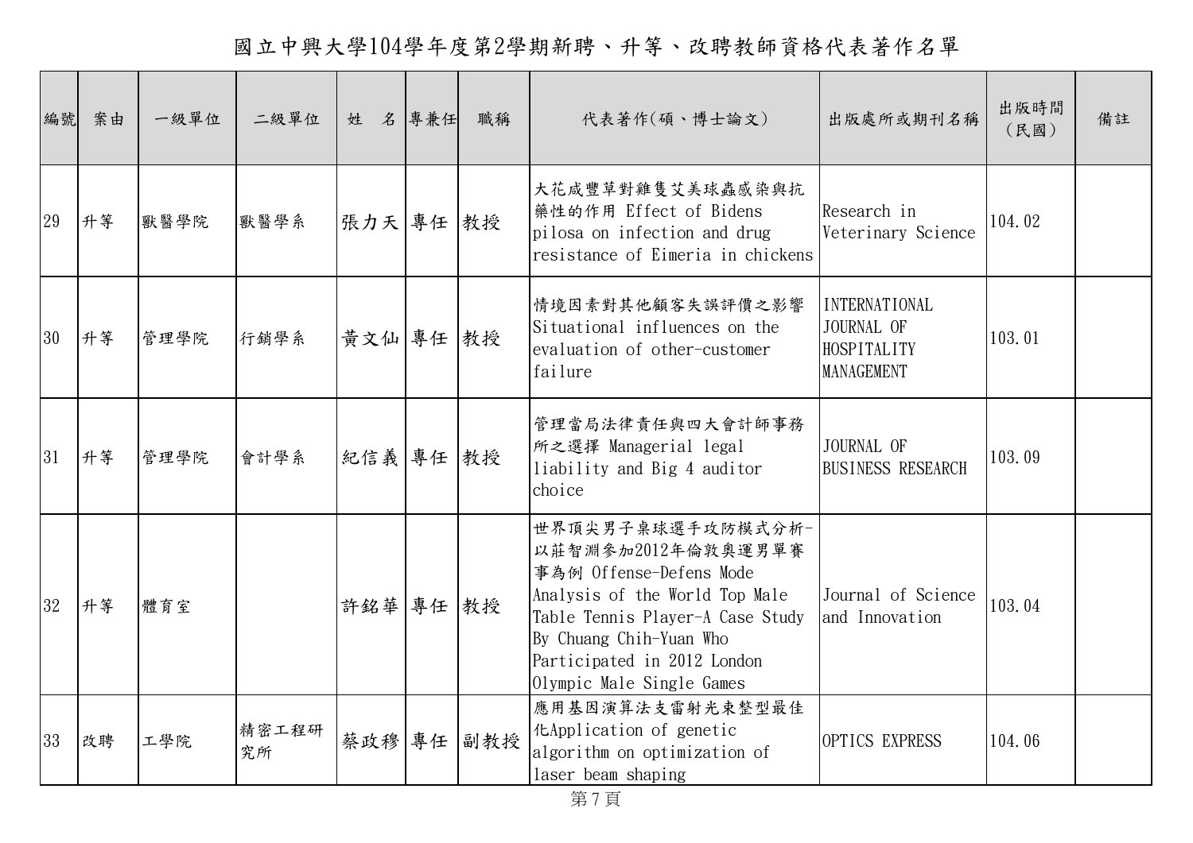# 國立中興大學104學年度第2學期新聘、升等、改聘教師資格代表著作名單

| 編號 | 案由 | 一級單位 | 二級單位 | 姓　名 | 專兼任 | 職稱 | 代表著作(碩、博士論文) | 出版處所或期刊名稱 | 出版時間(民國) | 備註 |
|---|---|---|---|---|---|---|---|---|---|---|
| 29 | 升等 | 獸醫學院 | 獸醫學系 | 張力天 | 專任 | 教授 | 大花咸豐草對雞隻艾美球蟲感染與抗藥性的作用 Effect of Bidens pilosa on infection and drug resistance of Eimeria in chickens | Research in Veterinary Science | 104.02 | |
| 30 | 升等 | 管理學院 | 行銷學系 | 黃文仙 | 專任 | 教授 | 情境因素對其他顧客失誤評價之影響 Situational influences on the evaluation of other-customer failure | INTERNATIONAL JOURNAL OF HOSPITALITY MANAGEMENT | 103.01 | |
| 31 | 升等 | 管理學院 | 會計學系 | 紀信義 | 專任 | 教授 | 管理當局法律責任與四大會計師事務所之選擇 Managerial legal liability and Big 4 auditor choice | JOURNAL OF BUSINESS RESEARCH | 103.09 | |
| 32 | 升等 | 體育室 | | 許銘華 | 專任 | 教授 | 世界頂尖男子桌球選手攻防模式分析-以莊智淵參加2012年倫敦奧運男單賽事為例 Offense-Defens Mode Analysis of the World Top Male Table Tennis Player-A Case Study By Chuang Chih-Yuan Who Participated in 2012 London Olympic Male Single Games | Journal of Science and Innovation | 103.04 | |
| 33 | 改聘 | 工學院 | 精密工程研究所 | 蔡政穆 | 專任 | 副教授 | 應用基因演算法支雷射光束整型最佳化Application of genetic algorithm on optimization of laser beam shaping | OPTICS EXPRESS | 104.06 | |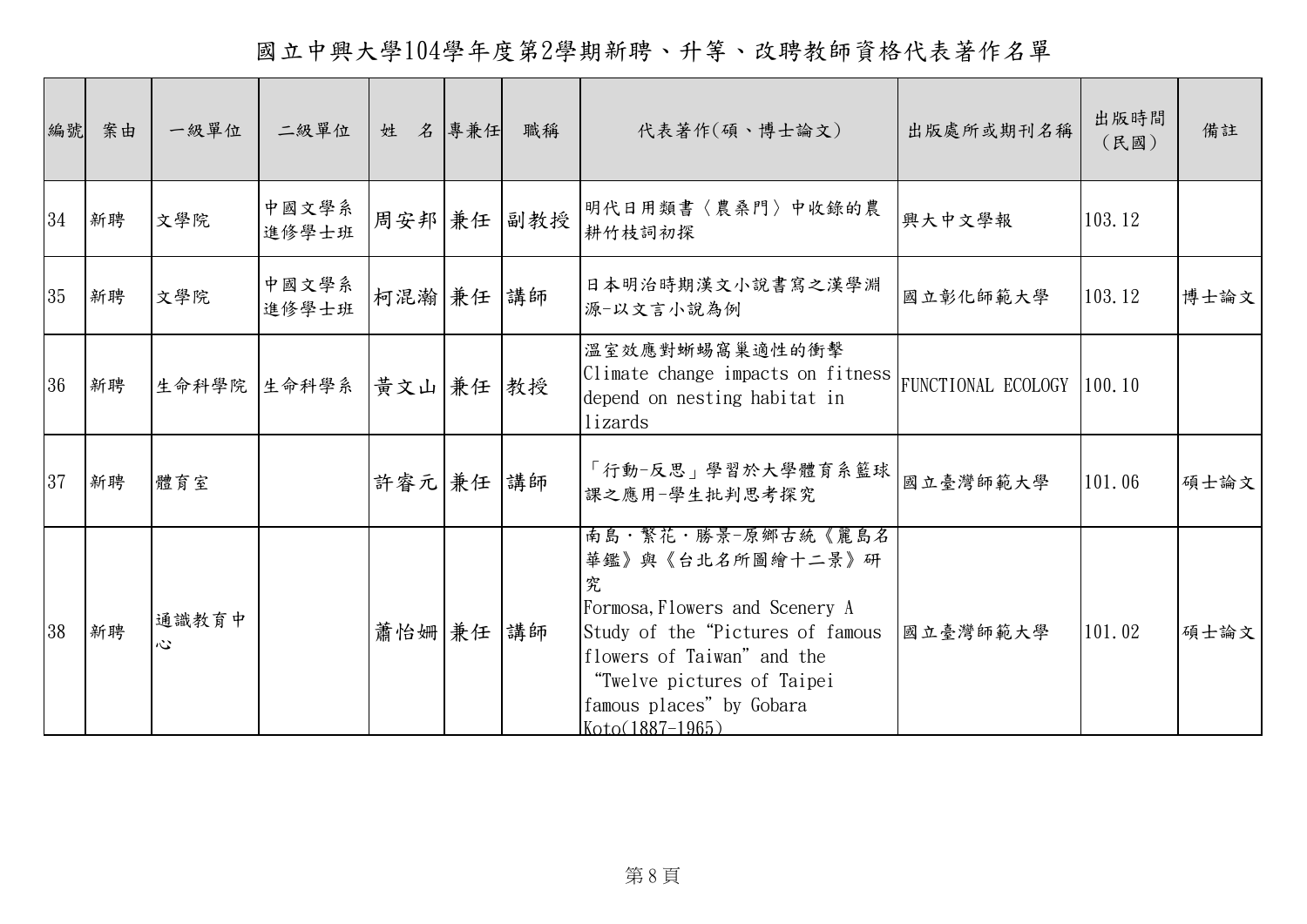# 國立中興大學104學年度第2學期新聘、升等、改聘教師資格代表著作名單

| 編號 | 案由 | 一級單位 | 二級單位 | 姓　名 | 專兼任 | 職稱 | 代表著作(碩、博士論文) | 出版處所或期刊名稱 | 出版時間(民國) | 備註 |
|---|---|---|---|---|---|---|---|---|---|---|
| 34 | 新聘 | 文學院 | 中國文學系進修學士班 | 周安邦 | 兼任 | 副教授 | 明代日用類書〈農桑門〉中收錄的農耕竹枝詞初探 | 興大中文學報 | 103.12 | |
| 35 | 新聘 | 文學院 | 中國文學系進修學士班 | 柯混瀚 | 兼任 | 講師 | 日本明治時期漢文小說書寫之漢學淵源-以文言小說為例 | 國立彰化師範大學 | 103.12 | 博士論文 |
| 36 | 新聘 | 生命科學院 | 生命科學系 | 黃文山 | 兼任 | 教授 | 溫室效應對蜥蜴窩巢適性的衝擊 Climate change impacts on fitness depend on nesting habitat in lizards | FUNCTIONAL ECOLOGY | 100.10 | |
| 37 | 新聘 | 體育室 | | 許睿元 | 兼任 | 講師 | 「行動-反思」學習於大學體育系籃球課之應用-學生批判思考探究 | 國立臺灣師範大學 | 101.06 | 碩士論文 |
| 38 | 新聘 | 通識教育中心 | | 蕭怡姍 | 兼任 | 講師 | 南島・繁花・勝景-原鄉古統《麗島名華鑑》與《台北名所圖繪十二景》研究 Formosa,Flowers and Scenery A Study of the "Pictures of famous flowers of Taiwan" and the "Twelve pictures of Taipei famous places" by Gobara Koto(1887-1965) | 國立臺灣師範大學 | 101.02 | 碩士論文 |